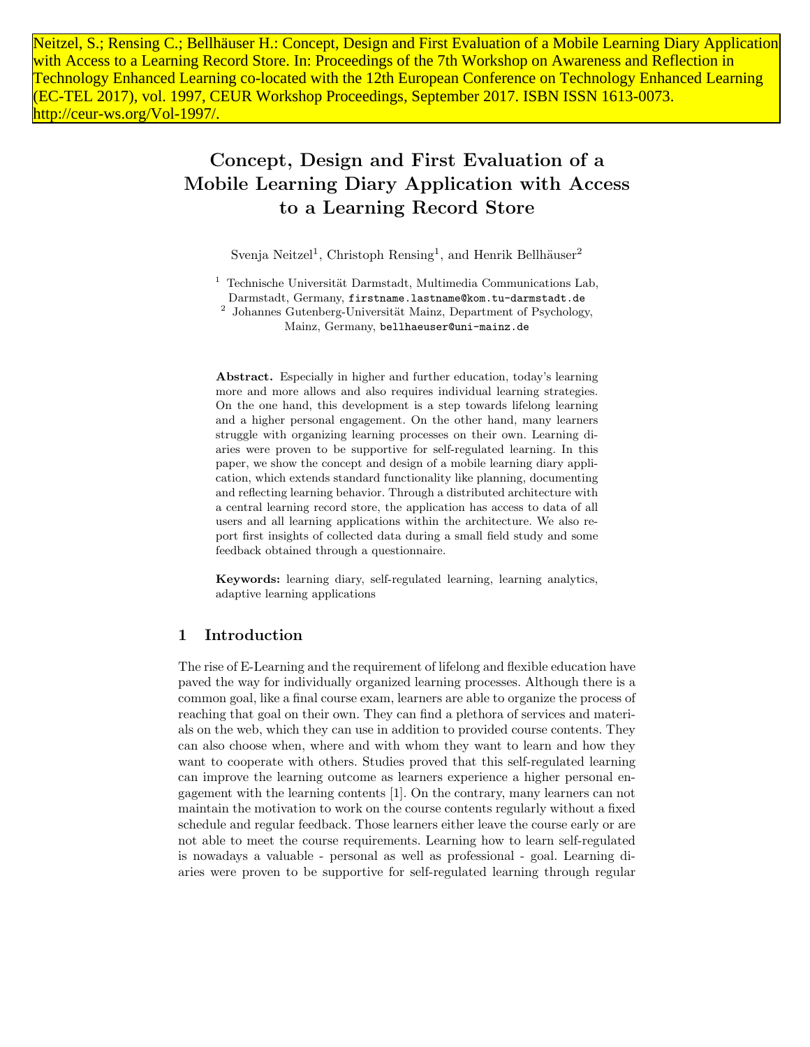Neitzel, S.; Rensing C.; Bellhäuser H.: Concept, Design and First Evaluation of a Mobile Learning Diary Application with Access to a Learning Record Store. In: Proceedings of the 7th Workshop on Awareness and Reflection in Technology Enhanced Learning co-located with the 12th European Conference on Technology Enhanced Learning (EC-TEL 2017), vol. 1997, CEUR Workshop Proceedings, September 2017. ISBN ISSN 1613-0073. http://ceur-ws.org/Vol-1997/.

# Concept, Design and First Evaluation of a Mobile Learning Diary Application with Access to a Learning Record Store

Svenja Neitzel[1], Christoph Rensing[1], and Henrik Bellhäuser[2]

[1] Technische Universität Darmstadt, Multimedia Communications Lab, Darmstadt, Germany, `firstname.lastname@kom.tu-darmstadt.de`

[2] Johannes Gutenberg-Universität Mainz, Department of Psychology, Mainz, Germany, `bellhaeuser@uni-mainz.de`

**Abstract.** Especially in higher and further education, today's learning more and more allows and also requires individual learning strategies. On the one hand, this development is a step towards lifelong learning and a higher personal engagement. On the other hand, many learners struggle with organizing learning processes on their own. Learning diaries were proven to be supportive for self-regulated learning. In this paper, we show the concept and design of a mobile learning diary application, which extends standard functionality like planning, documenting and reflecting learning behavior. Through a distributed architecture with a central learning record store, the application has access to data of all users and all learning applications within the architecture. We also report first insights of collected data during a small field study and some feedback obtained through a questionnaire.

**Keywords:** learning diary, self-regulated learning, learning analytics, adaptive learning applications

## 1 Introduction

The rise of E-Learning and the requirement of lifelong and flexible education have paved the way for individually organized learning processes. Although there is a common goal, like a final course exam, learners are able to organize the process of reaching that goal on their own. They can find a plethora of services and materials on the web, which they can use in addition to provided course contents. They can also choose when, where and with whom they want to learn and how they want to cooperate with others. Studies proved that this self-regulated learning can improve the learning outcome as learners experience a higher personal engagement with the learning contents [1]. On the contrary, many learners can not maintain the motivation to work on the course contents regularly without a fixed schedule and regular feedback. Those learners either leave the course early or are not able to meet the course requirements. Learning how to learn self-regulated is nowadays a valuable - personal as well as professional - goal. Learning diaries were proven to be supportive for self-regulated learning through regular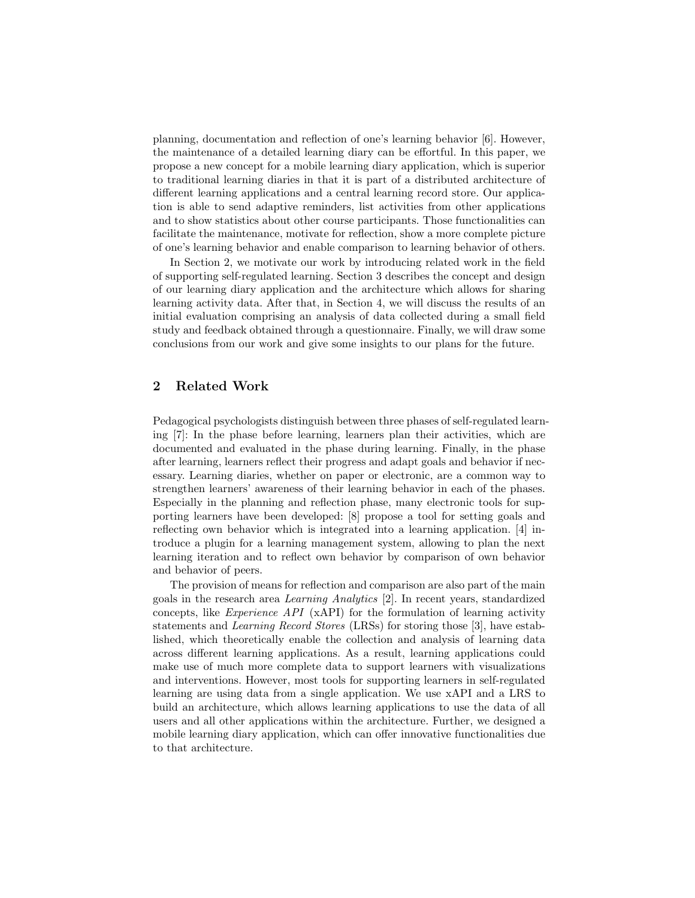planning, documentation and reflection of one's learning behavior [6]. However, the maintenance of a detailed learning diary can be effortful. In this paper, we propose a new concept for a mobile learning diary application, which is superior to traditional learning diaries in that it is part of a distributed architecture of different learning applications and a central learning record store. Our application is able to send adaptive reminders, list activities from other applications and to show statistics about other course participants. Those functionalities can facilitate the maintenance, motivate for reflection, show a more complete picture of one's learning behavior and enable comparison to learning behavior of others.

In Section 2, we motivate our work by introducing related work in the field of supporting self-regulated learning. Section 3 describes the concept and design of our learning diary application and the architecture which allows for sharing learning activity data. After that, in Section 4, we will discuss the results of an initial evaluation comprising an analysis of data collected during a small field study and feedback obtained through a questionnaire. Finally, we will draw some conclusions from our work and give some insights to our plans for the future.

## 2 Related Work

Pedagogical psychologists distinguish between three phases of self-regulated learning [7]: In the phase before learning, learners plan their activities, which are documented and evaluated in the phase during learning. Finally, in the phase after learning, learners reflect their progress and adapt goals and behavior if necessary. Learning diaries, whether on paper or electronic, are a common way to strengthen learners' awareness of their learning behavior in each of the phases. Especially in the planning and reflection phase, many electronic tools for supporting learners have been developed: [8] propose a tool for setting goals and reflecting own behavior which is integrated into a learning application. [4] introduce a plugin for a learning management system, allowing to plan the next learning iteration and to reflect own behavior by comparison of own behavior and behavior of peers.

The provision of means for reflection and comparison are also part of the main goals in the research area *Learning Analytics* [2]. In recent years, standardized concepts, like *Experience API* (xAPI) for the formulation of learning activity statements and *Learning Record Stores* (LRSs) for storing those [3], have established, which theoretically enable the collection and analysis of learning data across different learning applications. As a result, learning applications could make use of much more complete data to support learners with visualizations and interventions. However, most tools for supporting learners in self-regulated learning are using data from a single application. We use xAPI and a LRS to build an architecture, which allows learning applications to use the data of all users and all other applications within the architecture. Further, we designed a mobile learning diary application, which can offer innovative functionalities due to that architecture.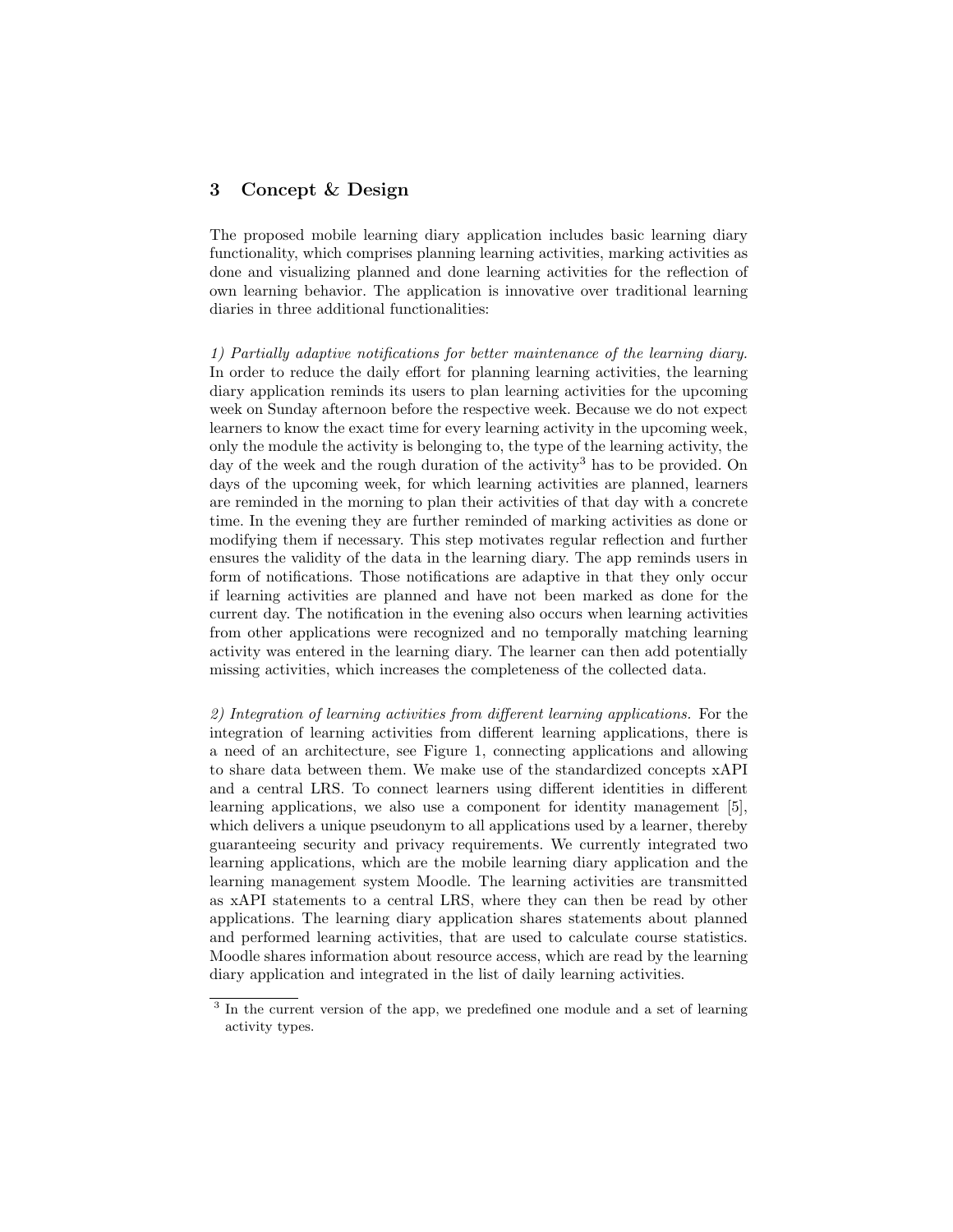## 3 Concept & Design

The proposed mobile learning diary application includes basic learning diary functionality, which comprises planning learning activities, marking activities as done and visualizing planned and done learning activities for the reflection of own learning behavior. The application is innovative over traditional learning diaries in three additional functionalities:

*1) Partially adaptive notifications for better maintenance of the learning diary.* In order to reduce the daily effort for planning learning activities, the learning diary application reminds its users to plan learning activities for the upcoming week on Sunday afternoon before the respective week. Because we do not expect learners to know the exact time for every learning activity in the upcoming week, only the module the activity is belonging to, the type of the learning activity, the day of the week and the rough duration of the activity[3] has to be provided. On days of the upcoming week, for which learning activities are planned, learners are reminded in the morning to plan their activities of that day with a concrete time. In the evening they are further reminded of marking activities as done or modifying them if necessary. This step motivates regular reflection and further ensures the validity of the data in the learning diary. The app reminds users in form of notifications. Those notifications are adaptive in that they only occur if learning activities are planned and have not been marked as done for the current day. The notification in the evening also occurs when learning activities from other applications were recognized and no temporally matching learning activity was entered in the learning diary. The learner can then add potentially missing activities, which increases the completeness of the collected data.

*2) Integration of learning activities from different learning applications.* For the integration of learning activities from different learning applications, there is a need of an architecture, see Figure 1, connecting applications and allowing to share data between them. We make use of the standardized concepts xAPI and a central LRS. To connect learners using different identities in different learning applications, we also use a component for identity management [5], which delivers a unique pseudonym to all applications used by a learner, thereby guaranteeing security and privacy requirements. We currently integrated two learning applications, which are the mobile learning diary application and the learning management system Moodle. The learning activities are transmitted as xAPI statements to a central LRS, where they can then be read by other applications. The learning diary application shares statements about planned and performed learning activities, that are used to calculate course statistics. Moodle shares information about resource access, which are read by the learning diary application and integrated in the list of daily learning activities.

[3] In the current version of the app, we predefined one module and a set of learning activity types.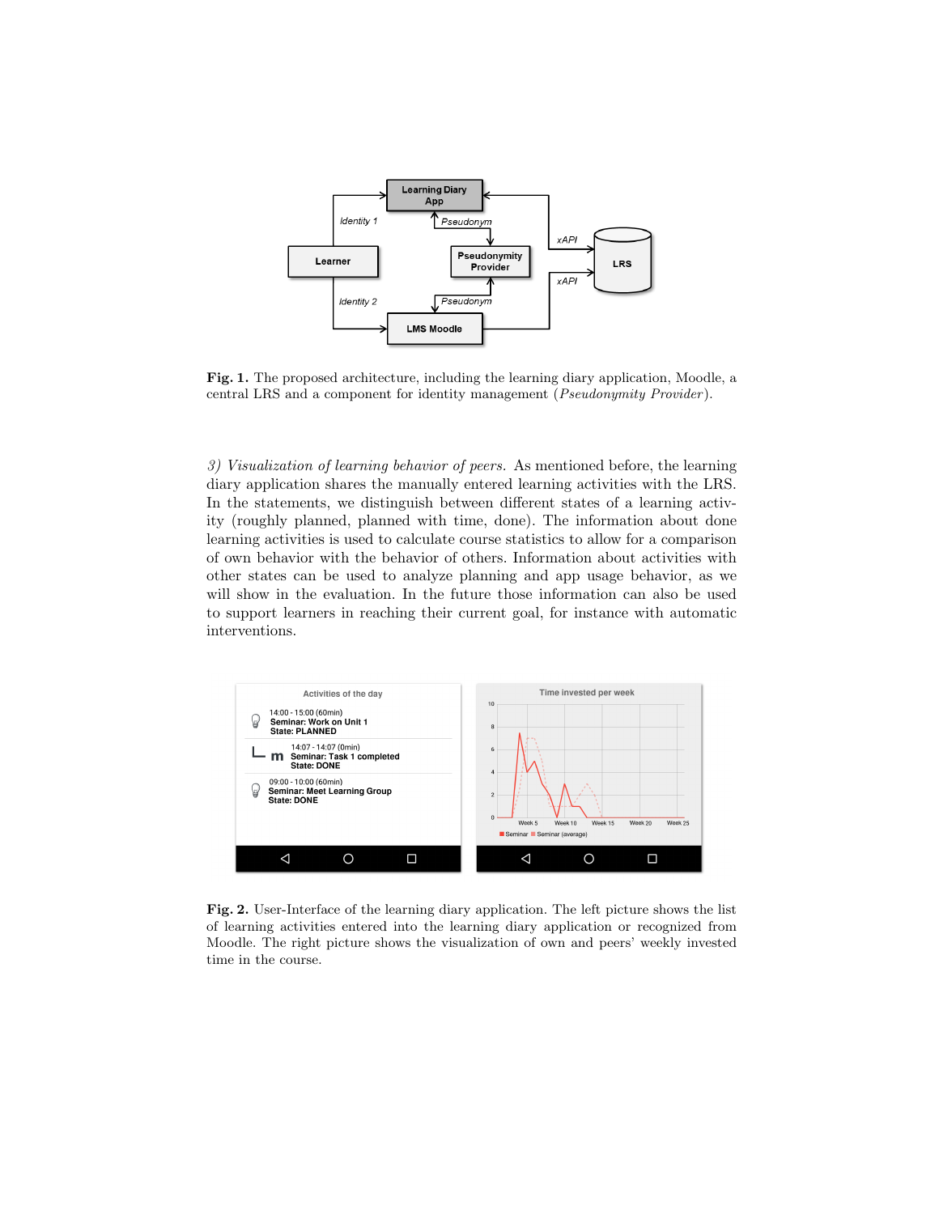**Fig. 1.** The proposed architecture, including the learning diary application, Moodle, a central LRS and a component for identity management (*Pseudonymity Provider*).

*3) Visualization of learning behavior of peers.* As mentioned before, the learning diary application shares the manually entered learning activities with the LRS. In the statements, we distinguish between different states of a learning activity (roughly planned, planned with time, done). The information about done learning activities is used to calculate course statistics to allow for a comparison of own behavior with the behavior of others. Information about activities with other states can be used to analyze planning and app usage behavior, as we will show in the evaluation. In the future those information can also be used to support learners in reaching their current goal, for instance with automatic interventions.

**Fig. 2.** User-Interface of the learning diary application. The left picture shows the list of learning activities entered into the learning diary application or recognized from Moodle. The right picture shows the visualization of own and peers' weekly invested time in the course.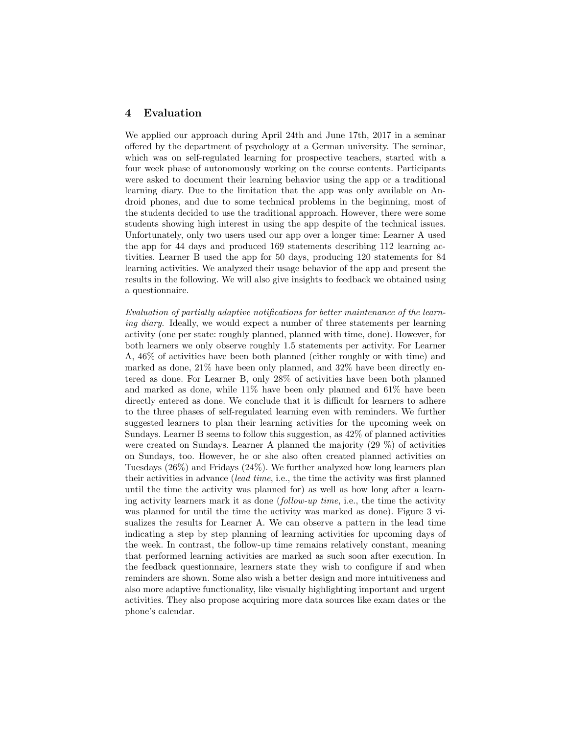## 4 Evaluation

We applied our approach during April 24th and June 17th, 2017 in a seminar offered by the department of psychology at a German university. The seminar, which was on self-regulated learning for prospective teachers, started with a four week phase of autonomously working on the course contents. Participants were asked to document their learning behavior using the app or a traditional learning diary. Due to the limitation that the app was only available on Android phones, and due to some technical problems in the beginning, most of the students decided to use the traditional approach. However, there were some students showing high interest in using the app despite of the technical issues. Unfortunately, only two users used our app over a longer time: Learner A used the app for 44 days and produced 169 statements describing 112 learning activities. Learner B used the app for 50 days, producing 120 statements for 84 learning activities. We analyzed their usage behavior of the app and present the results in the following. We will also give insights to feedback we obtained using a questionnaire.

*Evaluation of partially adaptive notifications for better maintenance of the learning diary.* Ideally, we would expect a number of three statements per learning activity (one per state: roughly planned, planned with time, done). However, for both learners we only observe roughly 1.5 statements per activity. For Learner A, 46% of activities have been both planned (either roughly or with time) and marked as done, 21% have been only planned, and 32% have been directly entered as done. For Learner B, only 28% of activities have been both planned and marked as done, while 11% have been only planned and 61% have been directly entered as done. We conclude that it is difficult for learners to adhere to the three phases of self-regulated learning even with reminders. We further suggested learners to plan their learning activities for the upcoming week on Sundays. Learner B seems to follow this suggestion, as 42% of planned activities were created on Sundays. Learner A planned the majority (29 %) of activities on Sundays, too. However, he or she also often created planned activities on Tuesdays (26%) and Fridays (24%). We further analyzed how long learners plan their activities in advance (*lead time*, i.e., the time the activity was first planned until the time the activity was planned for) as well as how long after a learning activity learners mark it as done (*follow-up time*, i.e., the time the activity was planned for until the time the activity was marked as done). Figure 3 visualizes the results for Learner A. We can observe a pattern in the lead time indicating a step by step planning of learning activities for upcoming days of the week. In contrast, the follow-up time remains relatively constant, meaning that performed learning activities are marked as such soon after execution. In the feedback questionnaire, learners state they wish to configure if and when reminders are shown. Some also wish a better design and more intuitiveness and also more adaptive functionality, like visually highlighting important and urgent activities. They also propose acquiring more data sources like exam dates or the phone's calendar.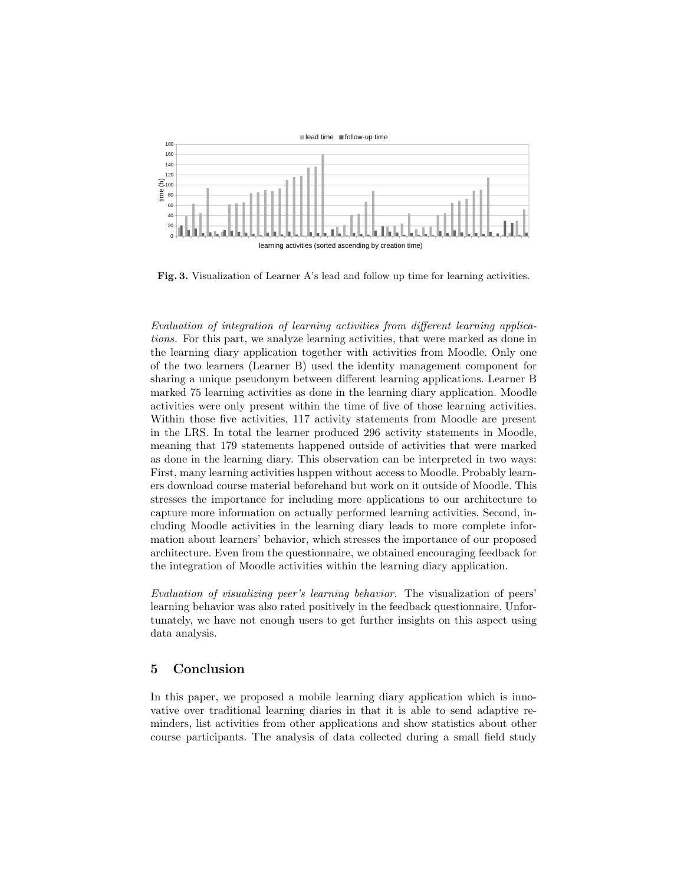**Fig. 3.** Visualization of Learner A's lead and follow up time for learning activities.

*Evaluation of integration of learning activities from different learning applications.* For this part, we analyze learning activities, that were marked as done in the learning diary application together with activities from Moodle. Only one of the two learners (Learner B) used the identity management component for sharing a unique pseudonym between different learning applications. Learner B marked 75 learning activities as done in the learning diary application. Moodle activities were only present within the time of five of those learning activities. Within those five activities, 117 activity statements from Moodle are present in the LRS. In total the learner produced 296 activity statements in Moodle, meaning that 179 statements happened outside of activities that were marked as done in the learning diary. This observation can be interpreted in two ways: First, many learning activities happen without access to Moodle. Probably learners download course material beforehand but work on it outside of Moodle. This stresses the importance for including more applications to our architecture to capture more information on actually performed learning activities. Second, including Moodle activities in the learning diary leads to more complete information about learners' behavior, which stresses the importance of our proposed architecture. Even from the questionnaire, we obtained encouraging feedback for the integration of Moodle activities within the learning diary application.

*Evaluation of visualizing peer's learning behavior.* The visualization of peers' learning behavior was also rated positively in the feedback questionnaire. Unfortunately, we have not enough users to get further insights on this aspect using data analysis.

## 5 Conclusion

In this paper, we proposed a mobile learning diary application which is innovative over traditional learning diaries in that it is able to send adaptive reminders, list activities from other applications and show statistics about other course participants. The analysis of data collected during a small field study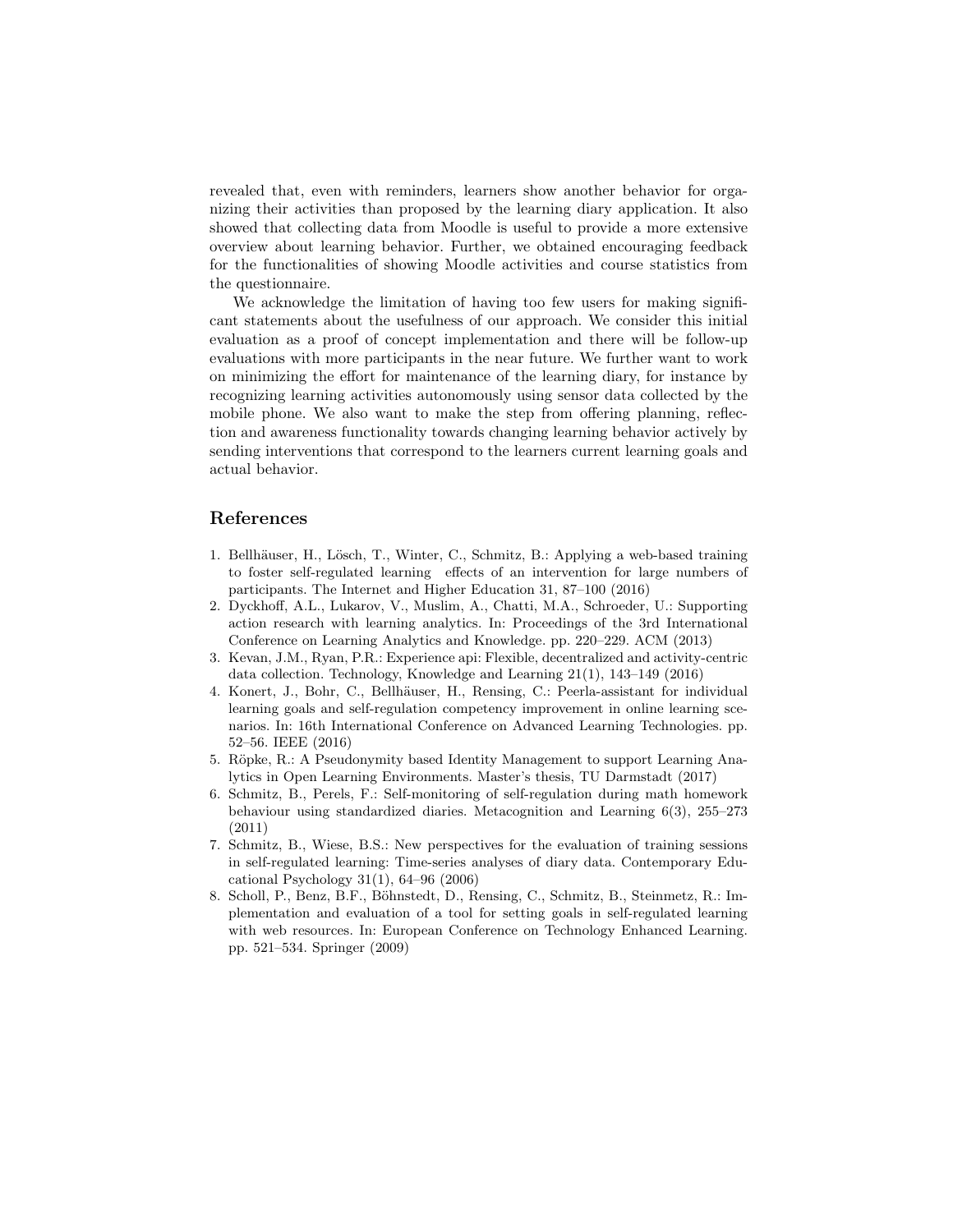revealed that, even with reminders, learners show another behavior for organizing their activities than proposed by the learning diary application. It also showed that collecting data from Moodle is useful to provide a more extensive overview about learning behavior. Further, we obtained encouraging feedback for the functionalities of showing Moodle activities and course statistics from the questionnaire.

We acknowledge the limitation of having too few users for making significant statements about the usefulness of our approach. We consider this initial evaluation as a proof of concept implementation and there will be follow-up evaluations with more participants in the near future. We further want to work on minimizing the effort for maintenance of the learning diary, for instance by recognizing learning activities autonomously using sensor data collected by the mobile phone. We also want to make the step from offering planning, reflection and awareness functionality towards changing learning behavior actively by sending interventions that correspond to the learners current learning goals and actual behavior.

## References

1. Bellhäuser, H., Lösch, T., Winter, C., Schmitz, B.: Applying a web-based training to foster self-regulated learning effects of an intervention for large numbers of participants. The Internet and Higher Education 31, 87–100 (2016)
2. Dyckhoff, A.L., Lukarov, V., Muslim, A., Chatti, M.A., Schroeder, U.: Supporting action research with learning analytics. In: Proceedings of the 3rd International Conference on Learning Analytics and Knowledge. pp. 220–229. ACM (2013)
3. Kevan, J.M., Ryan, P.R.: Experience api: Flexible, decentralized and activity-centric data collection. Technology, Knowledge and Learning 21(1), 143–149 (2016)
4. Konert, J., Bohr, C., Bellhäuser, H., Rensing, C.: Peerla-assistant for individual learning goals and self-regulation competency improvement in online learning scenarios. In: 16th International Conference on Advanced Learning Technologies. pp. 52–56. IEEE (2016)
5. Röpke, R.: A Pseudonymity based Identity Management to support Learning Analytics in Open Learning Environments. Master's thesis, TU Darmstadt (2017)
6. Schmitz, B., Perels, F.: Self-monitoring of self-regulation during math homework behaviour using standardized diaries. Metacognition and Learning 6(3), 255–273 (2011)
7. Schmitz, B., Wiese, B.S.: New perspectives for the evaluation of training sessions in self-regulated learning: Time-series analyses of diary data. Contemporary Educational Psychology 31(1), 64–96 (2006)
8. Scholl, P., Benz, B.F., Böhnstedt, D., Rensing, C., Schmitz, B., Steinmetz, R.: Implementation and evaluation of a tool for setting goals in self-regulated learning with web resources. In: European Conference on Technology Enhanced Learning. pp. 521–534. Springer (2009)